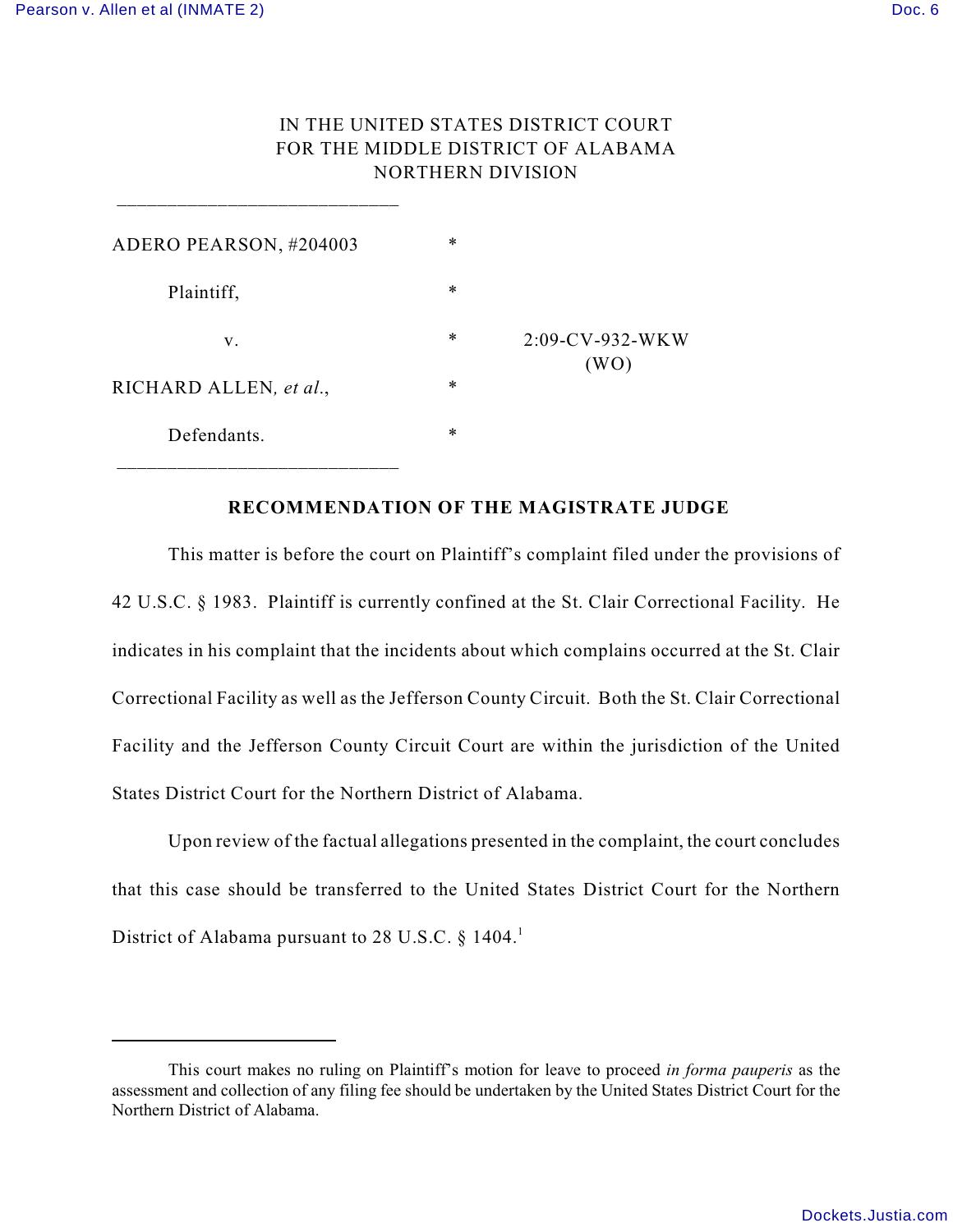IN THE UNITED STATES DISTRICT COURT
FOR THE MIDDLE DISTRICT OF ALABAMA
NORTHERN DIVISION

| | | |
|---|---|---|
| ADERO PEARSON, #204003 | * | |
| Plaintiff, | * | |
| v. | * | 2:09-CV-932-WKW (WO) |
| RICHARD ALLEN, *et al*., | * | |
| Defendants. | * | |

**RECOMMENDATION OF THE MAGISTRATE JUDGE**

This matter is before the court on Plaintiff's complaint filed under the provisions of 42 U.S.C. § 1983. Plaintiff is currently confined at the St. Clair Correctional Facility. He indicates in his complaint that the incidents about which complains occurred at the St. Clair Correctional Facility as well as the Jefferson County Circuit. Both the St. Clair Correctional Facility and the Jefferson County Circuit Court are within the jurisdiction of the United States District Court for the Northern District of Alabama.

Upon review of the factual allegations presented in the complaint, the court concludes that this case should be transferred to the United States District Court for the Northern District of Alabama pursuant to 28 U.S.C. § 1404.[1]

---

[1] This court makes no ruling on Plaintiff's motion for leave to proceed *in forma pauperis* as the assessment and collection of any filing fee should be undertaken by the United States District Court for the Northern District of Alabama.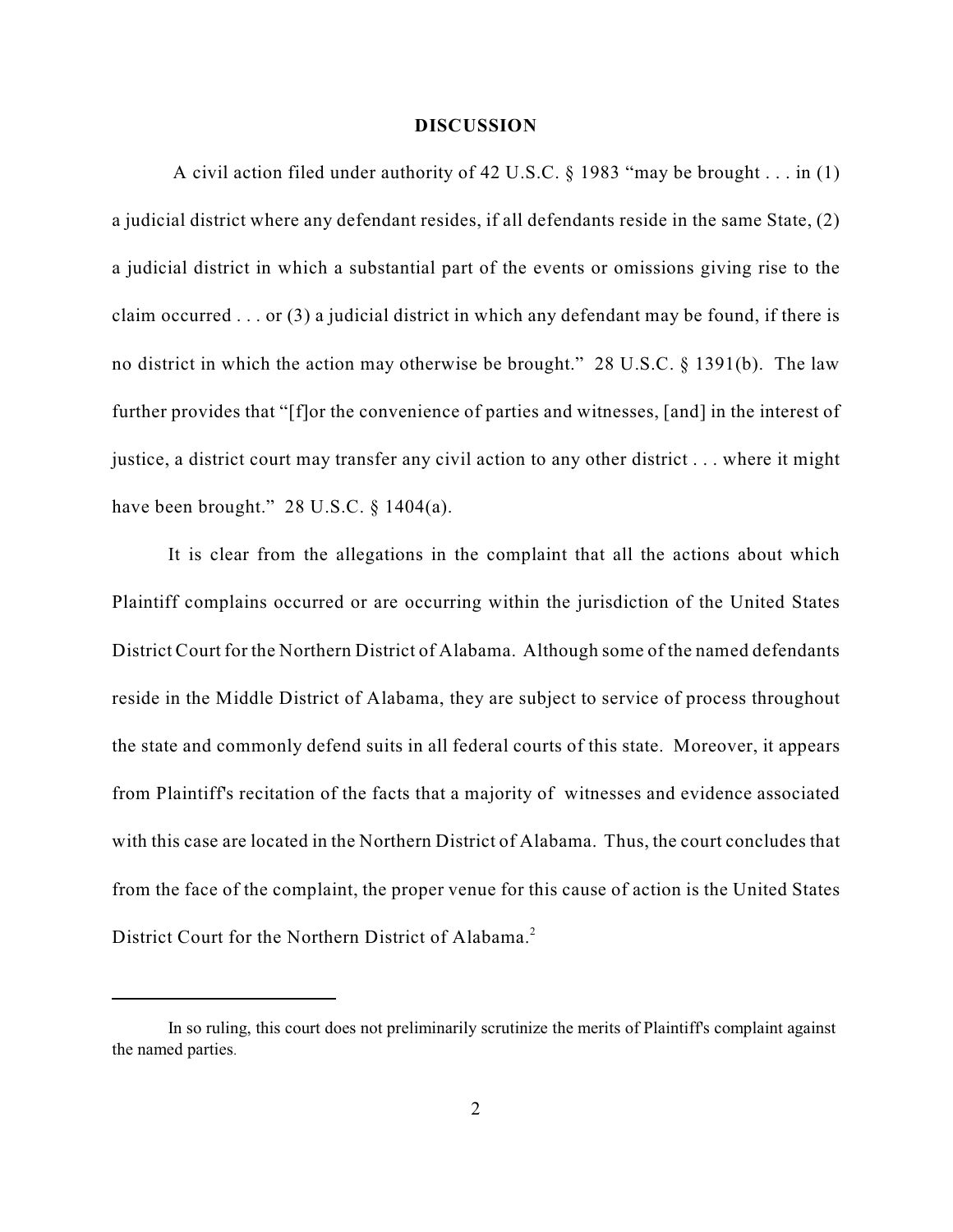## DISCUSSION

A civil action filed under authority of 42 U.S.C. § 1983 "may be brought . . . in (1) a judicial district where any defendant resides, if all defendants reside in the same State, (2) a judicial district in which a substantial part of the events or omissions giving rise to the claim occurred . . . or (3) a judicial district in which any defendant may be found, if there is no district in which the action may otherwise be brought." 28 U.S.C. § 1391(b). The law further provides that "[f]or the convenience of parties and witnesses, [and] in the interest of justice, a district court may transfer any civil action to any other district . . . where it might have been brought." 28 U.S.C. § 1404(a).

It is clear from the allegations in the complaint that all the actions about which Plaintiff complains occurred or are occurring within the jurisdiction of the United States District Court for the Northern District of Alabama. Although some of the named defendants reside in the Middle District of Alabama, they are subject to service of process throughout the state and commonly defend suits in all federal courts of this state. Moreover, it appears from Plaintiff's recitation of the facts that a majority of witnesses and evidence associated with this case are located in the Northern District of Alabama. Thus, the court concludes that from the face of the complaint, the proper venue for this cause of action is the United States District Court for the Northern District of Alabama.[2]

---

In so ruling, this court does not preliminarily scrutinize the merits of Plaintiff's complaint against the named parties.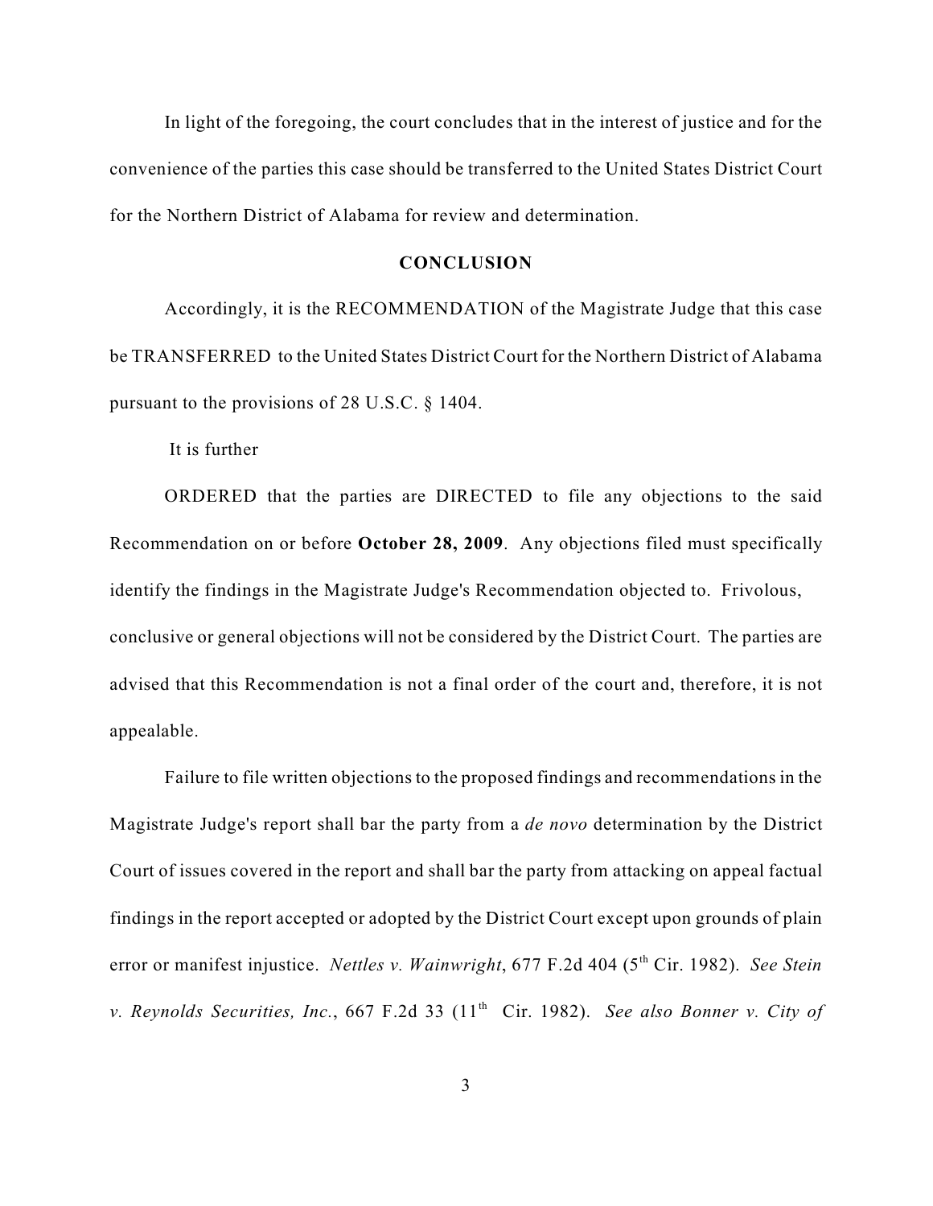In light of the foregoing, the court concludes that in the interest of justice and for the convenience of the parties this case should be transferred to the United States District Court for the Northern District of Alabama for review and determination.

## CONCLUSION

Accordingly, it is the RECOMMENDATION of the Magistrate Judge that this case be TRANSFERRED to the United States District Court for the Northern District of Alabama pursuant to the provisions of 28 U.S.C. § 1404.

It is further

ORDERED that the parties are DIRECTED to file any objections to the said Recommendation on or before **October 28, 2009**. Any objections filed must specifically identify the findings in the Magistrate Judge's Recommendation objected to. Frivolous, conclusive or general objections will not be considered by the District Court. The parties are advised that this Recommendation is not a final order of the court and, therefore, it is not appealable.

Failure to file written objections to the proposed findings and recommendations in the Magistrate Judge's report shall bar the party from a *de novo* determination by the District Court of issues covered in the report and shall bar the party from attacking on appeal factual findings in the report accepted or adopted by the District Court except upon grounds of plain error or manifest injustice. *Nettles v. Wainwright*, 677 F.2d 404 (5th Cir. 1982). *See Stein v. Reynolds Securities, Inc.*, 667 F.2d 33 (11th Cir. 1982). *See also Bonner v. City of*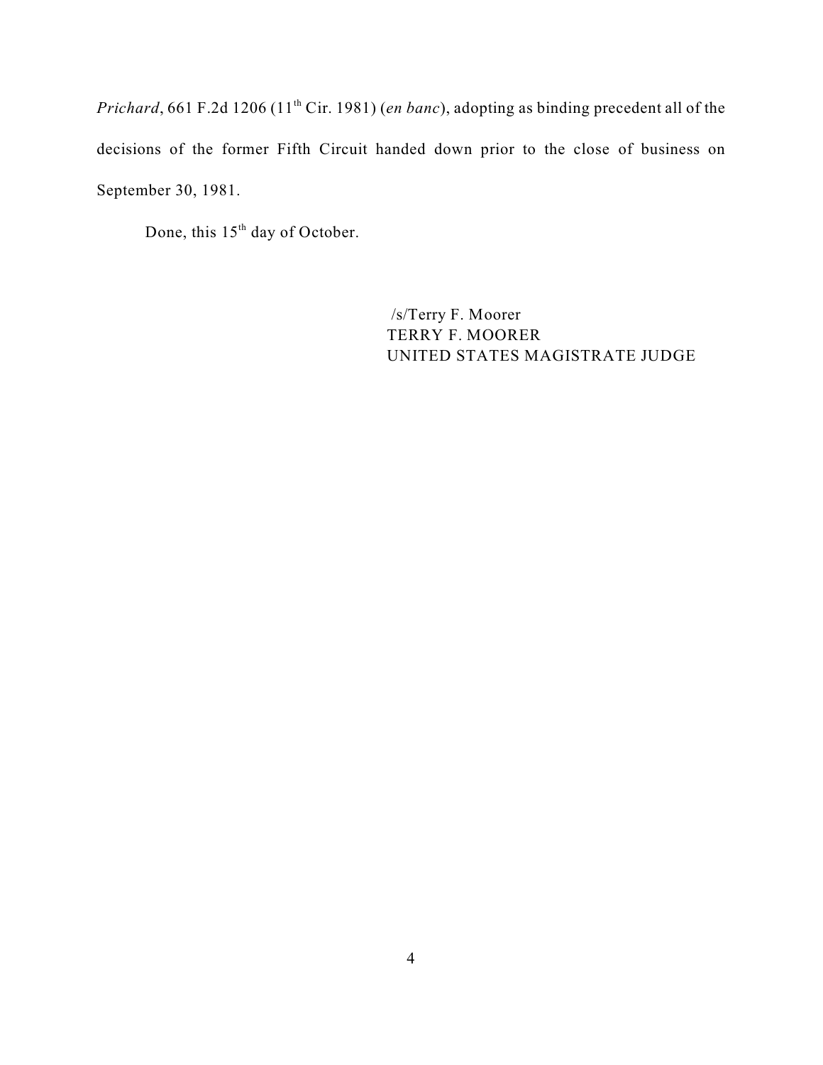*Prichard*, 661 F.2d 1206 (11th Cir. 1981) (*en banc*), adopting as binding precedent all of the decisions of the former Fifth Circuit handed down prior to the close of business on September 30, 1981.

Done, this 15th day of October.

/s/Terry F. Moorer
TERRY F. MOORER
UNITED STATES MAGISTRATE JUDGE